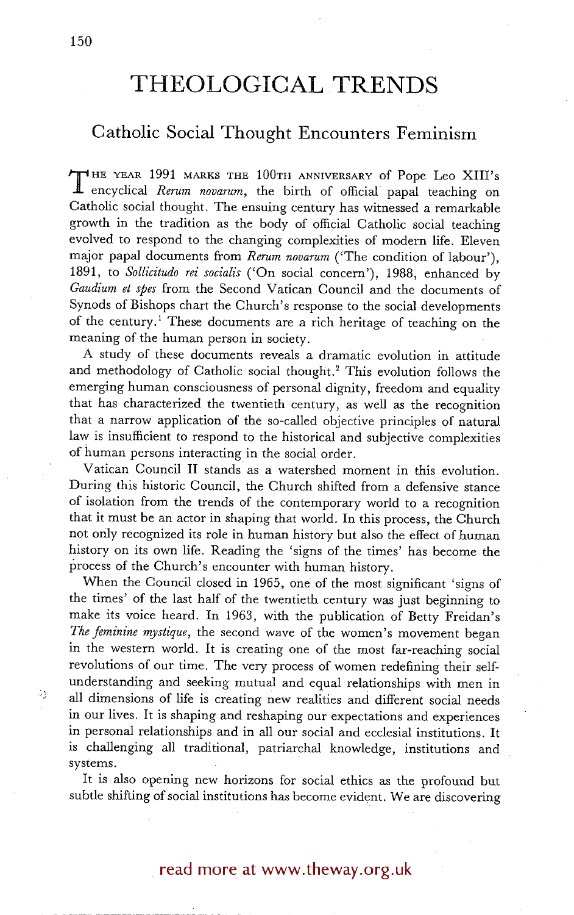# THEOLOGICAL TRENDS

## Catholic Social Thought Encounters Feminism

THE YEAR 1991 MARKS THE 100TH ANNIVERSARY of Pope Leo XIII's encyclical *Rerum novarum*, the birth of official papal teaching on Catholic social thought. The ensuing century has witnessed a remarkable growth in the tradition as the body of official Catholic social teaching evolved to respond to the changing complexities of modern life. Eleven major papal documents from *Rerum novarum* ('The condition of labour'), 1891, to *Sollicitudo rei socialis* ('On social concern'), 1988, enhanced by *Gaudium et spes* from the Second Vatican Council and the documents of Synods of Bishops chart the Church's response to the social developments of the century.[1] These documents are a rich heritage of teaching on the meaning of the human person in society.

A study of these documents reveals a dramatic evolution in attitude and methodology of Catholic social thought.[2] This evolution follows the emerging human consciousness of personal dignity, freedom and equality that has characterized the twentieth century, as well as the recognition that a narrow application of the so-called objective principles of natural law is insufficient to respond to the historical and subjective complexities of human persons interacting in the social order.

Vatican Council II stands as a watershed moment in this evolution. During this historic Council, the Church shifted from a defensive stance of isolation from the trends of the contemporary world to a recognition that it must be an actor in shaping that world. In this process, the Church not only recognized its role in human history but also the effect of human history on its own life. Reading the 'signs of the times' has become the process of the Church's encounter with human history.

When the Council closed in 1965, one of the most significant 'signs of the times' of the last half of the twentieth century was just beginning to make its voice heard. In 1963, with the publication of Betty Freidan's *The feminine mystique*, the second wave of the women's movement began in the western world. It is creating one of the most far-reaching social revolutions of our time. The very process of women redefining their self-understanding and seeking mutual and equal relationships with men in all dimensions of life is creating new realities and different social needs in our lives. It is shaping and reshaping our expectations and experiences in personal relationships and in all our social and ecclesial institutions. It is challenging all traditional, patriarchal knowledge, institutions and systems.

It is also opening new horizons for social ethics as the profound but subtle shifting of social institutions has become evident. We are discovering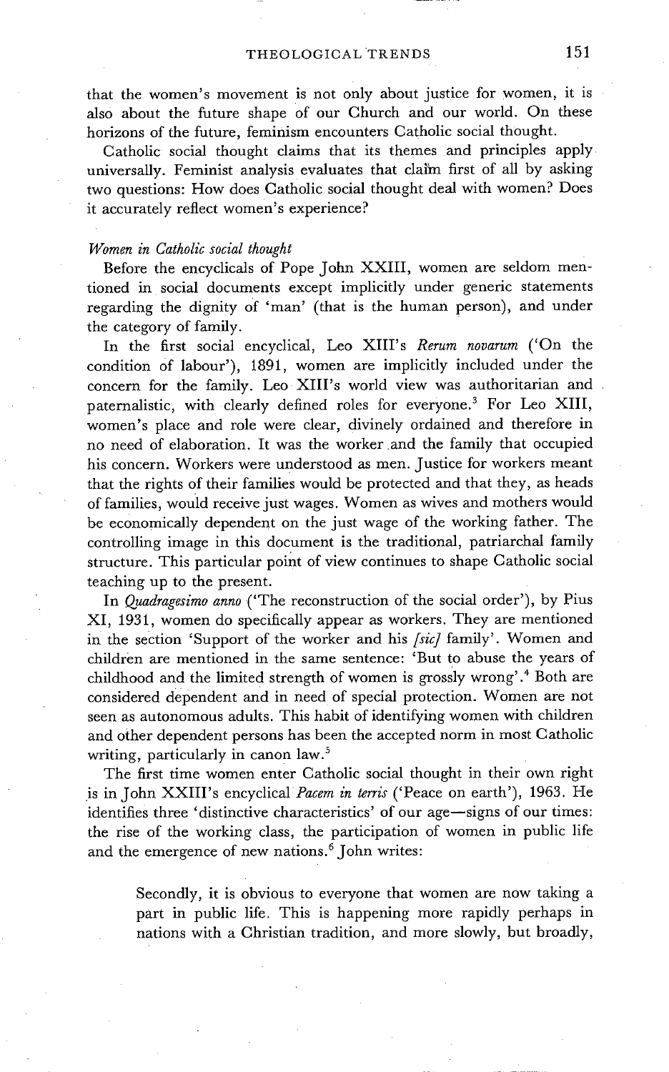that the women's movement is not only about justice for women, it is also about the future shape of our Church and our world. On these horizons of the future, feminism encounters Catholic social thought.

Catholic social thought claims that its themes and principles apply universally. Feminist analysis evaluates that claim first of all by asking two questions: How does Catholic social thought deal with women? Does it accurately reflect women's experience?

### *Women in Catholic social thought*

Before the encyclicals of Pope John XXIII, women are seldom mentioned in social documents except implicitly under generic statements regarding the dignity of 'man' (that is the human person), and under the category of family.

In the first social encyclical, Leo XIII's *Rerum novarum* ('On the condition of labour'), 1891, women are implicitly included under the concern for the family. Leo XIII's world view was authoritarian and paternalistic, with clearly defined roles for everyone.[3] For Leo XIII, women's place and role were clear, divinely ordained and therefore in no need of elaboration. It was the worker and the family that occupied his concern. Workers were understood as men. Justice for workers meant that the rights of their families would be protected and that they, as heads of families, would receive just wages. Women as wives and mothers would be economically dependent on the just wage of the working father. The controlling image in this document is the traditional, patriarchal family structure. This particular point of view continues to shape Catholic social teaching up to the present.

In *Quadragesimo anno* ('The reconstruction of the social order'), by Pius XI, 1931, women do specifically appear as workers. They are mentioned in the section 'Support of the worker and his *[sic]* family'. Women and children are mentioned in the same sentence: 'But to abuse the years of childhood and the limited strength of women is grossly wrong'.[4] Both are considered dependent and in need of special protection. Women are not seen as autonomous adults. This habit of identifying women with children and other dependent persons has been the accepted norm in most Catholic writing, particularly in canon law.[5]

The first time women enter Catholic social thought in their own right is in John XXIII's encyclical *Pacem in terris* ('Peace on earth'), 1963. He identifies three 'distinctive characteristics' of our age—signs of our times: the rise of the working class, the participation of women in public life and the emergence of new nations.[6] John writes:

> Secondly, it is obvious to everyone that women are now taking a part in public life. This is happening more rapidly perhaps in nations with a Christian tradition, and more slowly, but broadly,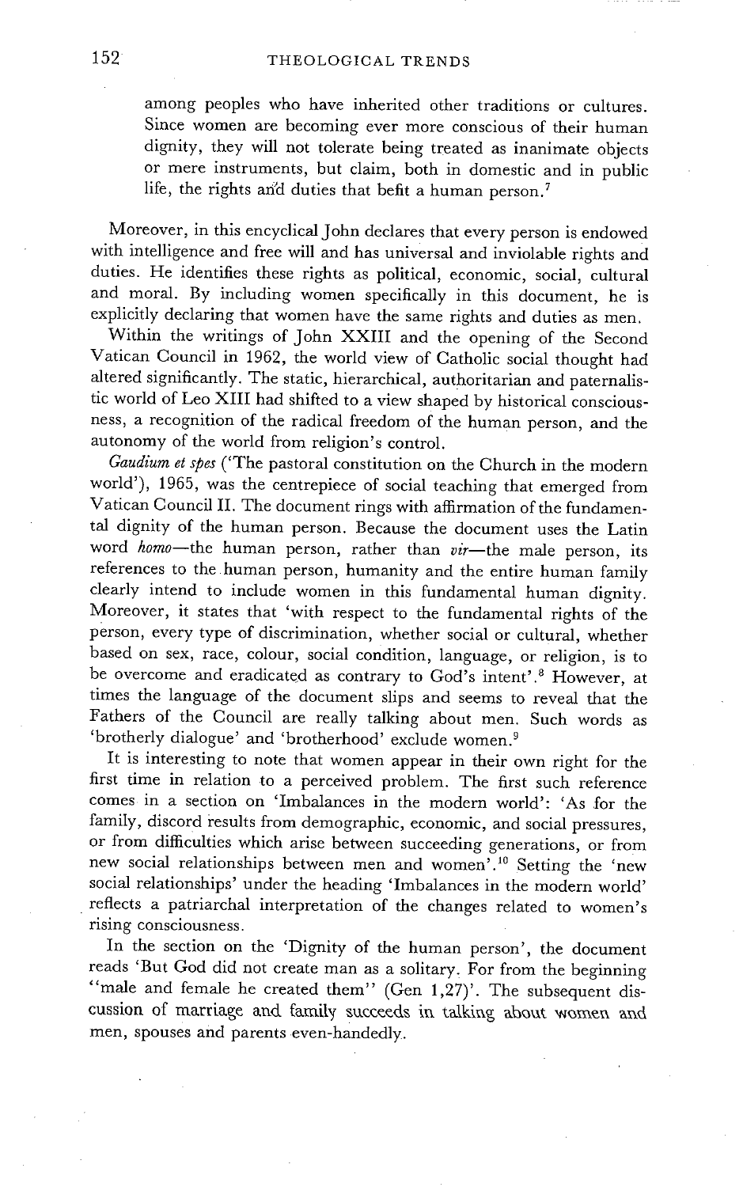among peoples who have inherited other traditions or cultures. Since women are becoming ever more conscious of their human dignity, they will not tolerate being treated as inanimate objects or mere instruments, but claim, both in domestic and in public life, the rights and duties that befit a human person.[7]

Moreover, in this encyclical John declares that every person is endowed with intelligence and free will and has universal and inviolable rights and duties. He identifies these rights as political, economic, social, cultural and moral. By including women specifically in this document, he is explicitly declaring that women have the same rights and duties as men.

Within the writings of John XXIII and the opening of the Second Vatican Council in 1962, the world view of Catholic social thought had altered significantly. The static, hierarchical, authoritarian and paternalistic world of Leo XIII had shifted to a view shaped by historical consciousness, a recognition of the radical freedom of the human person, and the autonomy of the world from religion's control.

*Gaudium et spes* ('The pastoral constitution on the Church in the modern world'), 1965, was the centrepiece of social teaching that emerged from Vatican Council II. The document rings with affirmation of the fundamental dignity of the human person. Because the document uses the Latin word *homo*—the human person, rather than *vir*—the male person, its references to the human person, humanity and the entire human family clearly intend to include women in this fundamental human dignity. Moreover, it states that 'with respect to the fundamental rights of the person, every type of discrimination, whether social or cultural, whether based on sex, race, colour, social condition, language, or religion, is to be overcome and eradicated as contrary to God's intent'.[8] However, at times the language of the document slips and seems to reveal that the Fathers of the Council are really talking about men. Such words as 'brotherly dialogue' and 'brotherhood' exclude women.[9]

It is interesting to note that women appear in their own right for the first time in relation to a perceived problem. The first such reference comes in a section on 'Imbalances in the modern world': 'As for the family, discord results from demographic, economic, and social pressures, or from difficulties which arise between succeeding generations, or from new social relationships between men and women'.[10] Setting the 'new social relationships' under the heading 'Imbalances in the modern world' reflects a patriarchal interpretation of the changes related to women's rising consciousness.

In the section on the 'Dignity of the human person', the document reads 'But God did not create man as a solitary. For from the beginning "male and female he created them" (Gen 1,27)'. The subsequent discussion of marriage and family succeeds in talking about women and men, spouses and parents even-handedly.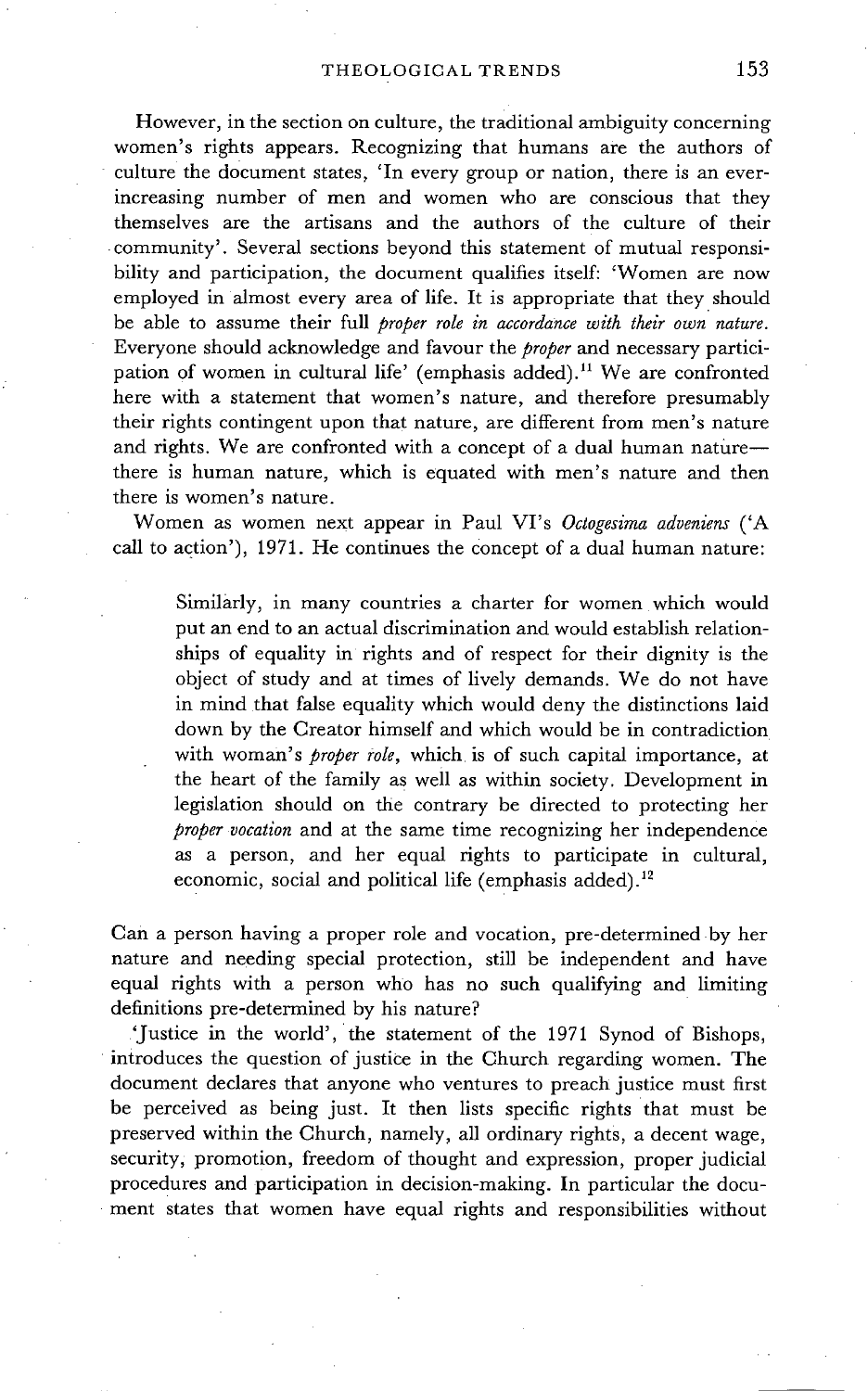However, in the section on culture, the traditional ambiguity concerning women's rights appears. Recognizing that humans are the authors of culture the document states, 'In every group or nation, there is an ever-increasing number of men and women who are conscious that they themselves are the artisans and the authors of the culture of their community'. Several sections beyond this statement of mutual responsibility and participation, the document qualifies itself: 'Women are now employed in almost every area of life. It is appropriate that they should be able to assume their full *proper role in accordance with their own nature.* Everyone should acknowledge and favour the *proper* and necessary participation of women in cultural life' (emphasis added).[11] We are confronted here with a statement that women's nature, and therefore presumably their rights contingent upon that nature, are different from men's nature and rights. We are confronted with a concept of a dual human nature—there is human nature, which is equated with men's nature and then there is women's nature.

Women as women next appear in Paul VI's *Octogesima adveniens* ('A call to action'), 1971. He continues the concept of a dual human nature:

> Similarly, in many countries a charter for women which would put an end to an actual discrimination and would establish relationships of equality in rights and of respect for their dignity is the object of study and at times of lively demands. We do not have in mind that false equality which would deny the distinctions laid down by the Creator himself and which would be in contradiction with woman's *proper role*, which is of such capital importance, at the heart of the family as well as within society. Development in legislation should on the contrary be directed to protecting her *proper vocation* and at the same time recognizing her independence as a person, and her equal rights to participate in cultural, economic, social and political life (emphasis added).[12]

Can a person having a proper role and vocation, pre-determined by her nature and needing special protection, still be independent and have equal rights with a person who has no such qualifying and limiting definitions pre-determined by his nature?

'Justice in the world', the statement of the 1971 Synod of Bishops, introduces the question of justice in the Church regarding women. The document declares that anyone who ventures to preach justice must first be perceived as being just. It then lists specific rights that must be preserved within the Church, namely, all ordinary rights, a decent wage, security, promotion, freedom of thought and expression, proper judicial procedures and participation in decision-making. In particular the document states that women have equal rights and responsibilities without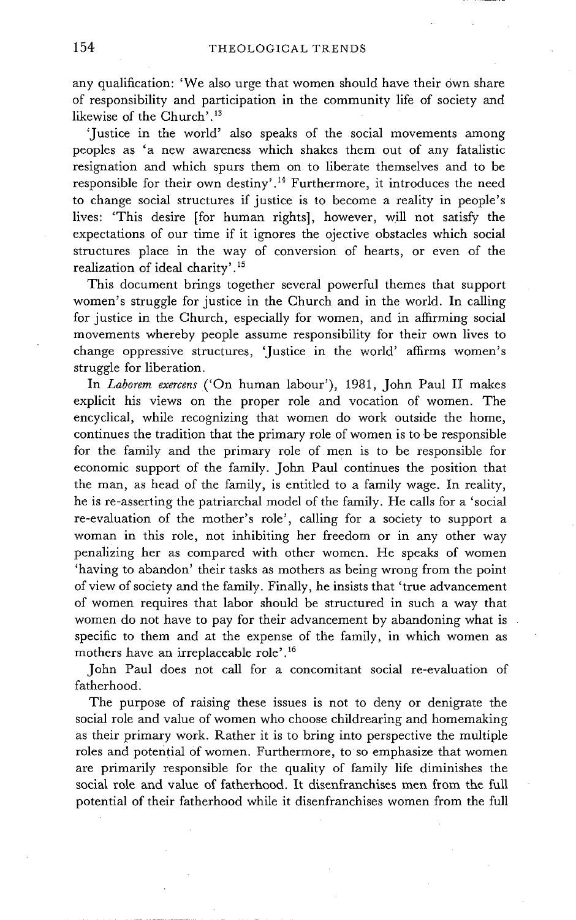any qualification: 'We also urge that women should have their own share of responsibility and participation in the community life of society and likewise of the Church'.[13]

'Justice in the world' also speaks of the social movements among peoples as 'a new awareness which shakes them out of any fatalistic resignation and which spurs them on to liberate themselves and to be responsible for their own destiny'.[14] Furthermore, it introduces the need to change social structures if justice is to become a reality in people's lives: 'This desire [for human rights], however, will not satisfy the expectations of our time if it ignores the ojective obstacles which social structures place in the way of conversion of hearts, or even of the realization of ideal charity'.[15]

This document brings together several powerful themes that support women's struggle for justice in the Church and in the world. In calling for justice in the Church, especially for women, and in affirming social movements whereby people assume responsibility for their own lives to change oppressive structures, 'Justice in the world' affirms women's struggle for liberation.

In *Laborem exercens* ('On human labour'), 1981, John Paul II makes explicit his views on the proper role and vocation of women. The encyclical, while recognizing that women do work outside the home, continues the tradition that the primary role of women is to be responsible for the family and the primary role of men is to be responsible for economic support of the family. John Paul continues the position that the man, as head of the family, is entitled to a family wage. In reality, he is re-asserting the patriarchal model of the family. He calls for a 'social re-evaluation of the mother's role', calling for a society to support a woman in this role, not inhibiting her freedom or in any other way penalizing her as compared with other women. He speaks of women 'having to abandon' their tasks as mothers as being wrong from the point of view of society and the family. Finally, he insists that 'true advancement of women requires that labor should be structured in such a way that women do not have to pay for their advancement by abandoning what is specific to them and at the expense of the family, in which women as mothers have an irreplaceable role'.[16]

John Paul does not call for a concomitant social re-evaluation of fatherhood.

The purpose of raising these issues is not to deny or denigrate the social role and value of women who choose childrearing and homemaking as their primary work. Rather it is to bring into perspective the multiple roles and potential of women. Furthermore, to so emphasize that women are primarily responsible for the quality of family life diminishes the social role and value of fatherhood. It disenfranchises men from the full potential of their fatherhood while it disenfranchises women from the full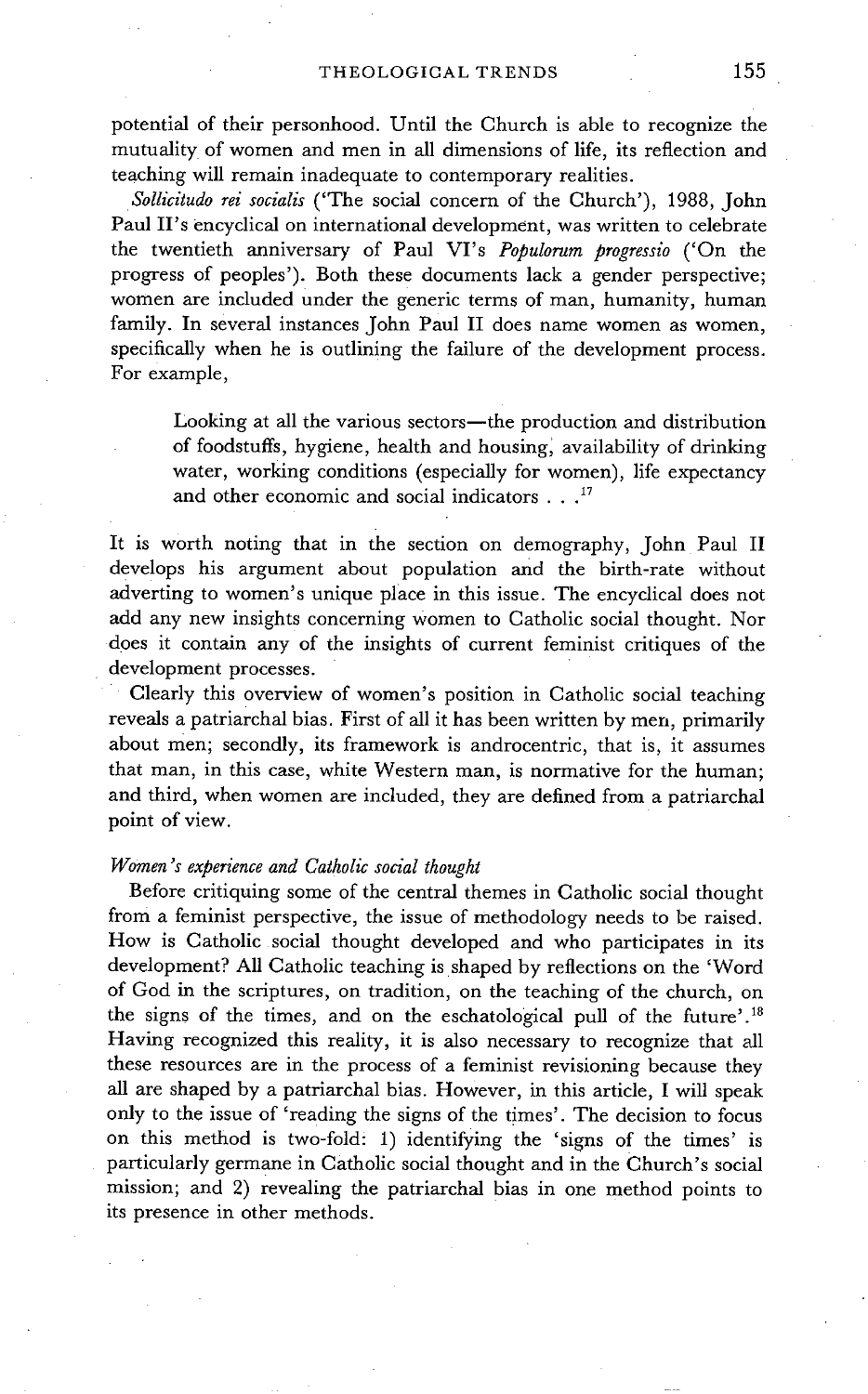potential of their personhood. Until the Church is able to recognize the mutuality of women and men in all dimensions of life, its reflection and teaching will remain inadequate to contemporary realities.

*Sollicitudo rei socialis* ('The social concern of the Church'), 1988, John Paul II's encyclical on international development, was written to celebrate the twentieth anniversary of Paul VI's *Populorum progressio* ('On the progress of peoples'). Both these documents lack a gender perspective; women are included under the generic terms of man, humanity, human family. In several instances John Paul II does name women as women, specifically when he is outlining the failure of the development process. For example,

> Looking at all the various sectors—the production and distribution of foodstuffs, hygiene, health and housing, availability of drinking water, working conditions (especially for women), life expectancy and other economic and social indicators . . .[17]

It is worth noting that in the section on demography, John Paul II develops his argument about population and the birth-rate without adverting to women's unique place in this issue. The encyclical does not add any new insights concerning women to Catholic social thought. Nor does it contain any of the insights of current feminist critiques of the development processes.

Clearly this overview of women's position in Catholic social teaching reveals a patriarchal bias. First of all it has been written by men, primarily about men; secondly, its framework is androcentric, that is, it assumes that man, in this case, white Western man, is normative for the human; and third, when women are included, they are defined from a patriarchal point of view.

### *Women's experience and Catholic social thought*

Before critiquing some of the central themes in Catholic social thought from a feminist perspective, the issue of methodology needs to be raised. How is Catholic social thought developed and who participates in its development? All Catholic teaching is shaped by reflections on the 'Word of God in the scriptures, on tradition, on the teaching of the church, on the signs of the times, and on the eschatological pull of the future'.[18] Having recognized this reality, it is also necessary to recognize that all these resources are in the process of a feminist revisioning because they all are shaped by a patriarchal bias. However, in this article, I will speak only to the issue of 'reading the signs of the times'. The decision to focus on this method is two-fold: 1) identifying the 'signs of the times' is particularly germane in Catholic social thought and in the Church's social mission; and 2) revealing the patriarchal bias in one method points to its presence in other methods.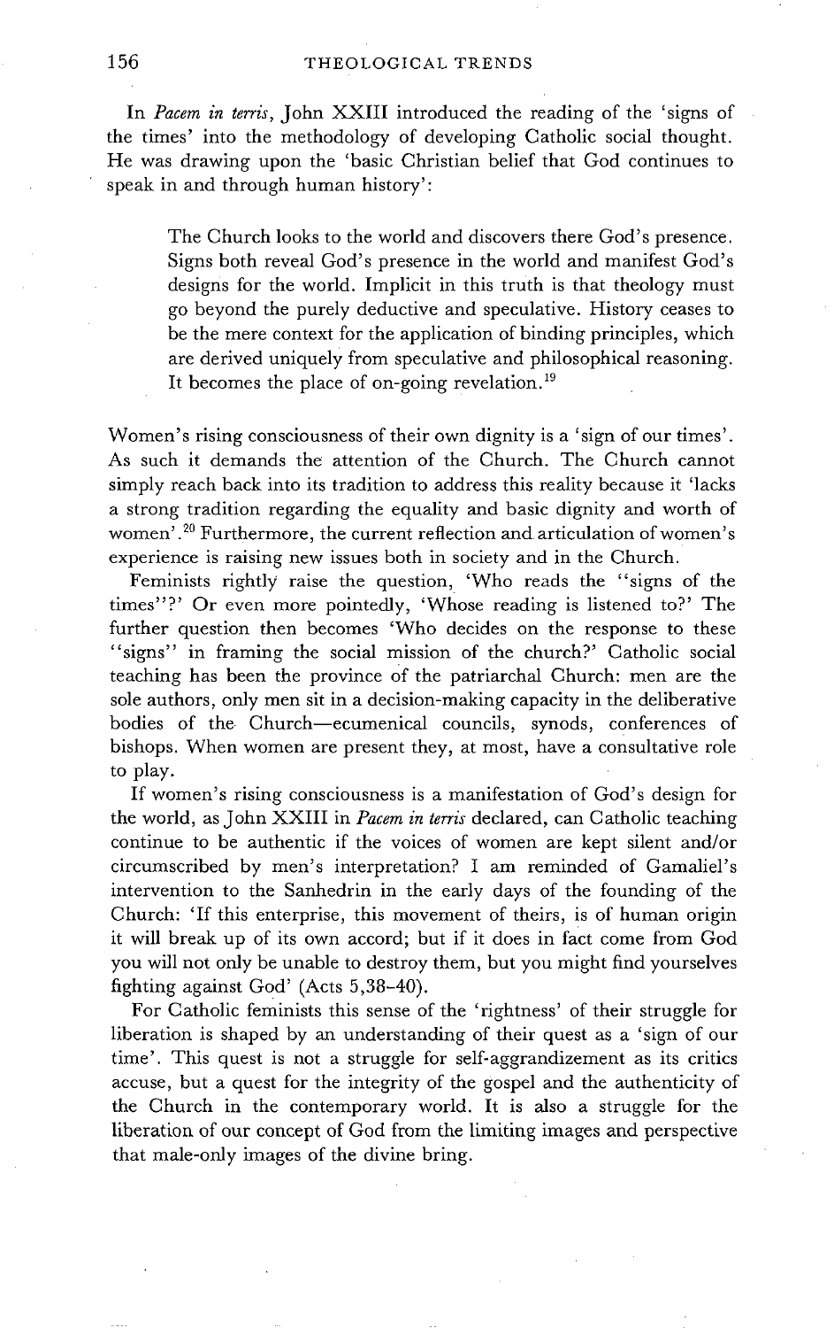In *Pacem in terris*, John XXIII introduced the reading of the 'signs of the times' into the methodology of developing Catholic social thought. He was drawing upon the 'basic Christian belief that God continues to speak in and through human history':

> The Church looks to the world and discovers there God's presence. Signs both reveal God's presence in the world and manifest God's designs for the world. Implicit in this truth is that theology must go beyond the purely deductive and speculative. History ceases to be the mere context for the application of binding principles, which are derived uniquely from speculative and philosophical reasoning. It becomes the place of on-going revelation.[19]

Women's rising consciousness of their own dignity is a 'sign of our times'. As such it demands the attention of the Church. The Church cannot simply reach back into its tradition to address this reality because it 'lacks a strong tradition regarding the equality and basic dignity and worth of women'.[20] Furthermore, the current reflection and articulation of women's experience is raising new issues both in society and in the Church.

Feminists rightly raise the question, 'Who reads the "signs of the times"?' Or even more pointedly, 'Whose reading is listened to?' The further question then becomes 'Who decides on the response to these "signs" in framing the social mission of the church?' Catholic social teaching has been the province of the patriarchal Church: men are the sole authors, only men sit in a decision-making capacity in the deliberative bodies of the Church—ecumenical councils, synods, conferences of bishops. When women are present they, at most, have a consultative role to play.

If women's rising consciousness is a manifestation of God's design for the world, as John XXIII in *Pacem in terris* declared, can Catholic teaching continue to be authentic if the voices of women are kept silent and/or circumscribed by men's interpretation? I am reminded of Gamaliel's intervention to the Sanhedrin in the early days of the founding of the Church: 'If this enterprise, this movement of theirs, is of human origin it will break up of its own accord; but if it does in fact come from God you will not only be unable to destroy them, but you might find yourselves fighting against God' (Acts 5,38–40).

For Catholic feminists this sense of the 'rightness' of their struggle for liberation is shaped by an understanding of their quest as a 'sign of our time'. This quest is not a struggle for self-aggrandizement as its critics accuse, but a quest for the integrity of the gospel and the authenticity of the Church in the contemporary world. It is also a struggle for the liberation of our concept of God from the limiting images and perspective that male-only images of the divine bring.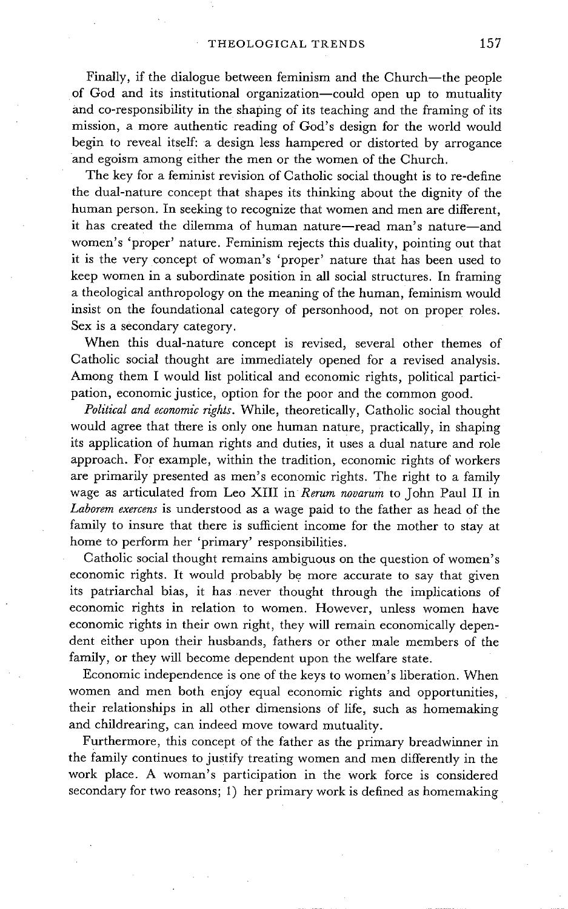Finally, if the dialogue between feminism and the Church—the people of God and its institutional organization—could open up to mutuality and co-responsibility in the shaping of its teaching and the framing of its mission, a more authentic reading of God's design for the world would begin to reveal itself: a design less hampered or distorted by arrogance and egoism among either the men or the women of the Church.

The key for a feminist revision of Catholic social thought is to re-define the dual-nature concept that shapes its thinking about the dignity of the human person. In seeking to recognize that women and men are different, it has created the dilemma of human nature—read man's nature—and women's 'proper' nature. Feminism rejects this duality, pointing out that it is the very concept of woman's 'proper' nature that has been used to keep women in a subordinate position in all social structures. In framing a theological anthropology on the meaning of the human, feminism would insist on the foundational category of personhood, not on proper roles. Sex is a secondary category.

When this dual-nature concept is revised, several other themes of Catholic social thought are immediately opened for a revised analysis. Among them I would list political and economic rights, political participation, economic justice, option for the poor and the common good.

*Political and economic rights*. While, theoretically, Catholic social thought would agree that there is only one human nature, practically, in shaping its application of human rights and duties, it uses a dual nature and role approach. For example, within the tradition, economic rights of workers are primarily presented as men's economic rights. The right to a family wage as articulated from Leo XIII in *Rerum novarum* to John Paul II in *Laborem exercens* is understood as a wage paid to the father as head of the family to insure that there is sufficient income for the mother to stay at home to perform her 'primary' responsibilities.

Catholic social thought remains ambiguous on the question of women's economic rights. It would probably be more accurate to say that given its patriarchal bias, it has never thought through the implications of economic rights in relation to women. However, unless women have economic rights in their own right, they will remain economically dependent either upon their husbands, fathers or other male members of the family, or they will become dependent upon the welfare state.

Economic independence is one of the keys to women's liberation. When women and men both enjoy equal economic rights and opportunities, their relationships in all other dimensions of life, such as homemaking and childrearing, can indeed move toward mutuality.

Furthermore, this concept of the father as the primary breadwinner in the family continues to justify treating women and men differently in the work place. A woman's participation in the work force is considered secondary for two reasons; 1) her primary work is defined as homemaking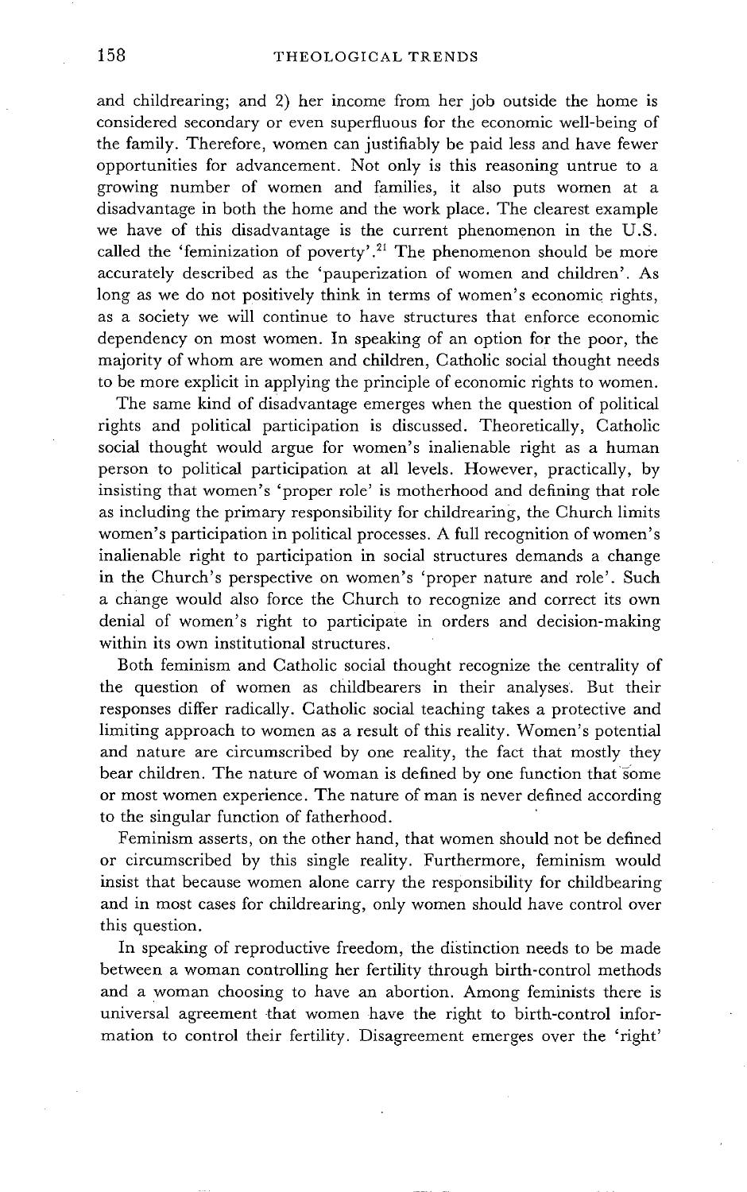and childrearing; and 2) her income from her job outside the home is considered secondary or even superfluous for the economic well-being of the family. Therefore, women can justifiably be paid less and have fewer opportunities for advancement. Not only is this reasoning untrue to a growing number of women and families, it also puts women at a disadvantage in both the home and the work place. The clearest example we have of this disadvantage is the current phenomenon in the U.S. called the 'feminization of poverty'.[21] The phenomenon should be more accurately described as the 'pauperization of women and children'. As long as we do not positively think in terms of women's economic rights, as a society we will continue to have structures that enforce economic dependency on most women. In speaking of an option for the poor, the majority of whom are women and children, Catholic social thought needs to be more explicit in applying the principle of economic rights to women.

The same kind of disadvantage emerges when the question of political rights and political participation is discussed. Theoretically, Catholic social thought would argue for women's inalienable right as a human person to political participation at all levels. However, practically, by insisting that women's 'proper role' is motherhood and defining that role as including the primary responsibility for childrearing, the Church limits women's participation in political processes. A full recognition of women's inalienable right to participation in social structures demands a change in the Church's perspective on women's 'proper nature and role'. Such a change would also force the Church to recognize and correct its own denial of women's right to participate in orders and decision-making within its own institutional structures.

Both feminism and Catholic social thought recognize the centrality of the question of women as childbearers in their analyses. But their responses differ radically. Catholic social teaching takes a protective and limiting approach to women as a result of this reality. Women's potential and nature are circumscribed by one reality, the fact that mostly they bear children. The nature of woman is defined by one function that some or most women experience. The nature of man is never defined according to the singular function of fatherhood.

Feminism asserts, on the other hand, that women should not be defined or circumscribed by this single reality. Furthermore, feminism would insist that because women alone carry the responsibility for childbearing and in most cases for childrearing, only women should have control over this question.

In speaking of reproductive freedom, the distinction needs to be made between a woman controlling her fertility through birth-control methods and a woman choosing to have an abortion. Among feminists there is universal agreement that women have the right to birth-control information to control their fertility. Disagreement emerges over the 'right'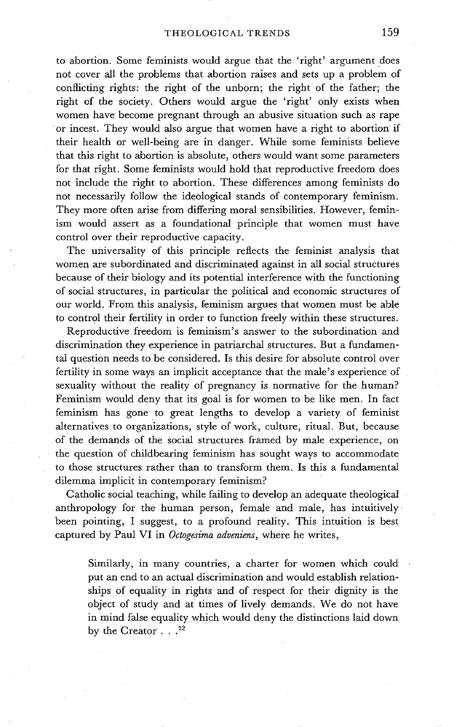to abortion. Some feminists would argue that the 'right' argument does not cover all the problems that abortion raises and sets up a problem of conflicting rights: the right of the unborn; the right of the father; the right of the society. Others would argue the 'right' only exists when women have become pregnant through an abusive situation such as rape or incest. They would also argue that women have a right to abortion if their health or well-being are in danger. While some feminists believe that this right to abortion is absolute, others would want some parameters for that right. Some feminists would hold that reproductive freedom does not include the right to abortion. These differences among feminists do not necessarily follow the ideological stands of contemporary feminism. They more often arise from differing moral sensibilities. However, feminism would assert as a foundational principle that women must have control over their reproductive capacity.

The universality of this principle reflects the feminist analysis that women are subordinated and discriminated against in all social structures because of their biology and its potential interference with the functioning of social structures, in particular the political and economic structures of our world. From this analysis, feminism argues that women must be able to control their fertility in order to function freely within these structures.

Reproductive freedom is feminism's answer to the subordination and discrimination they experience in patriarchal structures. But a fundamental question needs to be considered. Is this desire for absolute control over fertility in some ways an implicit acceptance that the male's experience of sexuality without the reality of pregnancy is normative for the human? Feminism would deny that its goal is for women to be like men. In fact feminism has gone to great lengths to develop a variety of feminist alternatives to organizations, style of work, culture, ritual. But, because of the demands of the social structures framed by male experience, on the question of childbearing feminism has sought ways to accommodate to those structures rather than to transform them. Is this a fundamental dilemma implicit in contemporary feminism?

Catholic social teaching, while failing to develop an adequate theological anthropology for the human person, female and male, has intuitively been pointing, I suggest, to a profound reality. This intuition is best captured by Paul VI in *Octogesima adveniens*, where he writes,

> Similarly, in many countries, a charter for women which could put an end to an actual discrimination and would establish relationships of equality in rights and of respect for their dignity is the object of study and at times of lively demands. We do not have in mind false equality which would deny the distinctions laid down by the Creator . . .[22]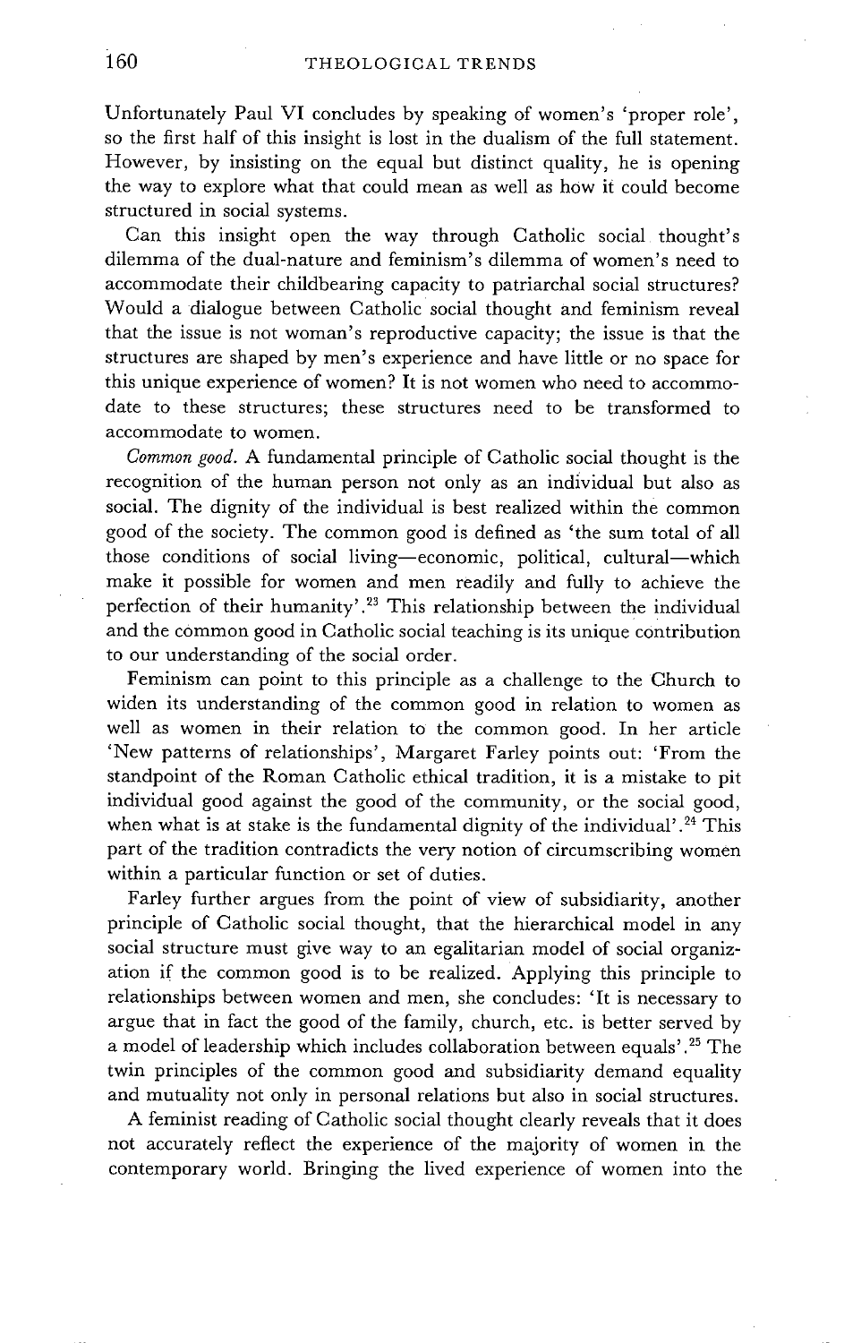Unfortunately Paul VI concludes by speaking of women's 'proper role', so the first half of this insight is lost in the dualism of the full statement. However, by insisting on the equal but distinct quality, he is opening the way to explore what that could mean as well as how it could become structured in social systems.

Can this insight open the way through Catholic social thought's dilemma of the dual-nature and feminism's dilemma of women's need to accommodate their childbearing capacity to patriarchal social structures? Would a dialogue between Catholic social thought and feminism reveal that the issue is not woman's reproductive capacity; the issue is that the structures are shaped by men's experience and have little or no space for this unique experience of women? It is not women who need to accommodate to these structures; these structures need to be transformed to accommodate to women.

*Common good.* A fundamental principle of Catholic social thought is the recognition of the human person not only as an individual but also as social. The dignity of the individual is best realized within the common good of the society. The common good is defined as 'the sum total of all those conditions of social living—economic, political, cultural—which make it possible for women and men readily and fully to achieve the perfection of their humanity'.[23] This relationship between the individual and the common good in Catholic social teaching is its unique contribution to our understanding of the social order.

Feminism can point to this principle as a challenge to the Church to widen its understanding of the common good in relation to women as well as women in their relation to the common good. In her article 'New patterns of relationships', Margaret Farley points out: 'From the standpoint of the Roman Catholic ethical tradition, it is a mistake to pit individual good against the good of the community, or the social good, when what is at stake is the fundamental dignity of the individual'.[24] This part of the tradition contradicts the very notion of circumscribing women within a particular function or set of duties.

Farley further argues from the point of view of subsidiarity, another principle of Catholic social thought, that the hierarchical model in any social structure must give way to an egalitarian model of social organization if the common good is to be realized. Applying this principle to relationships between women and men, she concludes: 'It is necessary to argue that in fact the good of the family, church, etc. is better served by a model of leadership which includes collaboration between equals'.[25] The twin principles of the common good and subsidiarity demand equality and mutuality not only in personal relations but also in social structures.

A feminist reading of Catholic social thought clearly reveals that it does not accurately reflect the experience of the majority of women in the contemporary world. Bringing the lived experience of women into the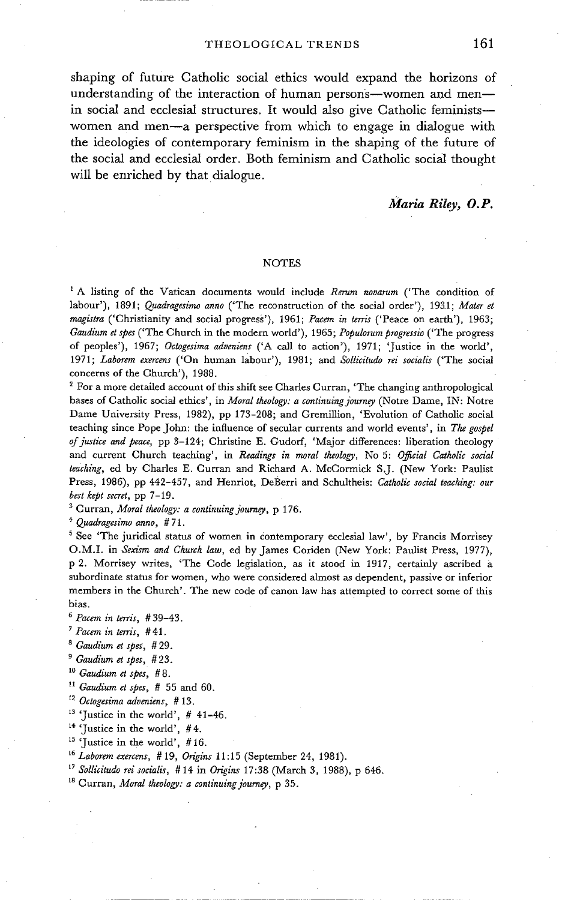shaping of future Catholic social ethics would expand the horizons of understanding of the interaction of human persons—women and men—in social and ecclesial structures. It would also give Catholic feminists—women and men—a perspective from which to engage in dialogue with the ideologies of contemporary feminism in the shaping of the future of the social and ecclesial order. Both feminism and Catholic social thought will be enriched by that dialogue.

*Maria Riley, O.P.*

## NOTES

[1] A listing of the Vatican documents would include *Rerum novarum* ('The condition of labour'), 1891; *Quadragesimo anno* ('The reconstruction of the social order'), 1931; *Mater et magistra* ('Christianity and social progress'), 1961; *Pacem in terris* ('Peace on earth'), 1963; *Gaudium et spes* ('The Church in the modern world'), 1965; *Populorum progressio* ('The progress of peoples'), 1967; *Octogesima adveniens* ('A call to action'), 1971; 'Justice in the world', 1971; *Laborem exercens* ('On human labour'), 1981; and *Sollicitudo rei socialis* ('The social concerns of the Church'), 1988.

[2] For a more detailed account of this shift see Charles Curran, 'The changing anthropological bases of Catholic social ethics', in *Moral theology: a continuing journey* (Notre Dame, IN: Notre Dame University Press, 1982), pp 173–208; and Gremillion, 'Evolution of Catholic social teaching since Pope John: the influence of secular currents and world events', in *The gospel of justice and peace*, pp 3–124; Christine E. Gudorf, 'Major differences: liberation theology and current Church teaching', in *Readings in moral theology*, No 5: *Official Catholic social teaching*, ed by Charles E. Curran and Richard A. McCormick S.J. (New York: Paulist Press, 1986), pp 442–457, and Henriot, DeBerri and Schultheis: *Catholic social teaching: our best kept secret*, pp 7–19.

[3] Curran, *Moral theology: a continuing journey*, p 176.

[4] *Quadragesimo anno*, #71.

[5] See 'The juridical status of women in contemporary ecclesial law', by Francis Morrisey O.M.I. in *Sexism and Church law*, ed by James Coriden (New York: Paulist Press, 1977), p 2. Morrisey writes, 'The Code legislation, as it stood in 1917, certainly ascribed a subordinate status for women, who were considered almost as dependent, passive or inferior members in the Church'. The new code of canon law has attempted to correct some of this bias.

[6] *Pacem in terris*, #39–43.

[7] *Pacem in terris*, #41.

[8] *Gaudium et spes*, #29.

[9] *Gaudium et spes*, #23.

[10] *Gaudium et spes*, #8.

[11] *Gaudium et spes*, # 55 and 60.

[12] *Octogesima adveniens*, #13.

[13] 'Justice in the world', # 41–46.

[14] 'Justice in the world', #4.

[15] 'Justice in the world', #16.

[16] *Laborem exercens*, #19, *Origins* 11:15 (September 24, 1981).

[17] *Sollicitudo rei socialis*, #14 in *Origins* 17:38 (March 3, 1988), p 646.

[18] Curran, *Moral theology: a continuing journey*, p 35.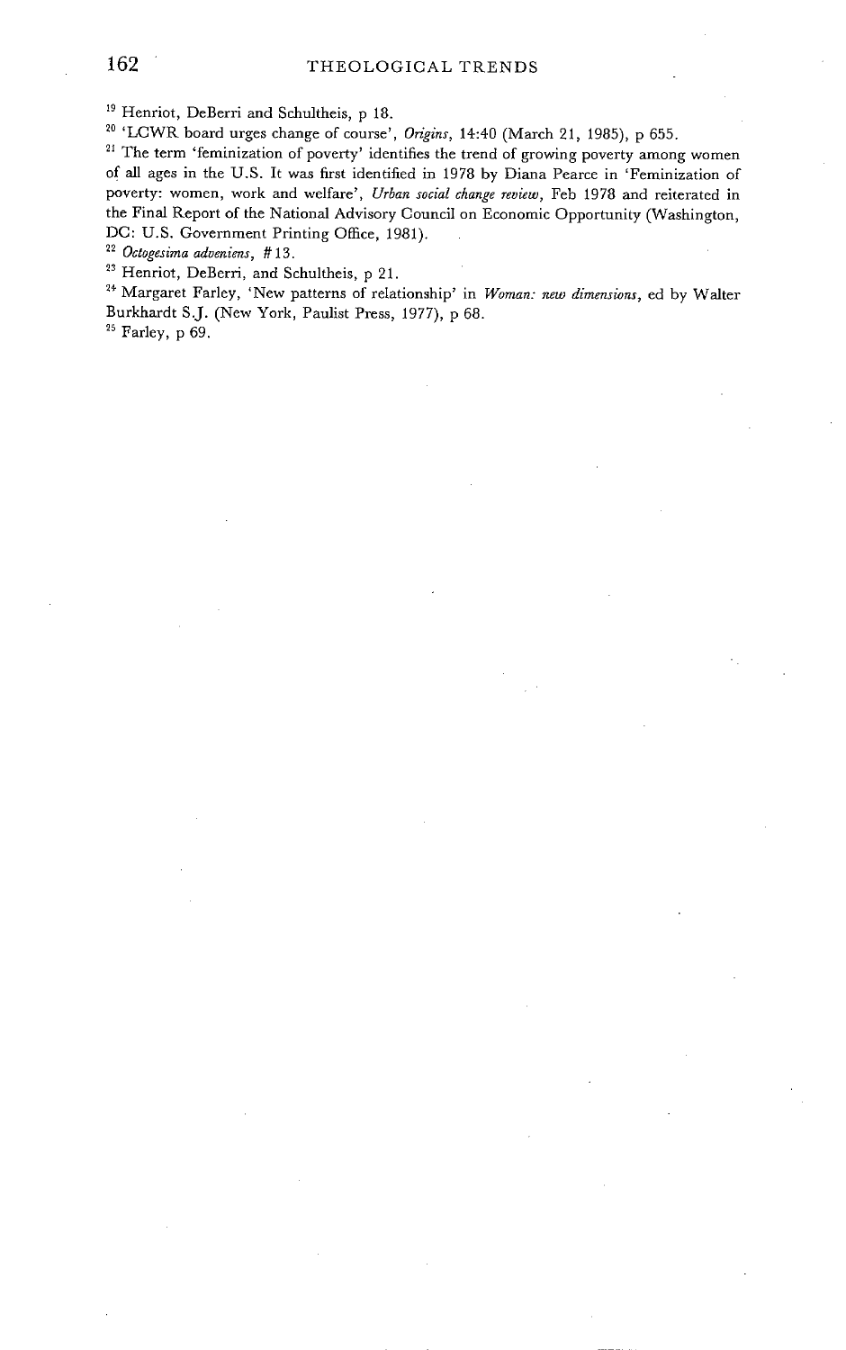[19] Henriot, DeBerri and Schultheis, p 18.

[20] 'LCWR board urges change of course', *Origins*, 14:40 (March 21, 1985), p 655.

[21] The term 'feminization of poverty' identifies the trend of growing poverty among women of all ages in the U.S. It was first identified in 1978 by Diana Pearce in 'Feminization of poverty: women, work and welfare', *Urban social change review*, Feb 1978 and reiterated in the Final Report of the National Advisory Council on Economic Opportunity (Washington, DC: U.S. Government Printing Office, 1981).

[22] *Octogesima adveniens*, #13.

[23] Henriot, DeBerri, and Schultheis, p 21.

[24] Margaret Farley, 'New patterns of relationship' in *Woman: new dimensions*, ed by Walter Burkhardt S.J. (New York, Paulist Press, 1977), p 68.

[25] Farley, p 69.